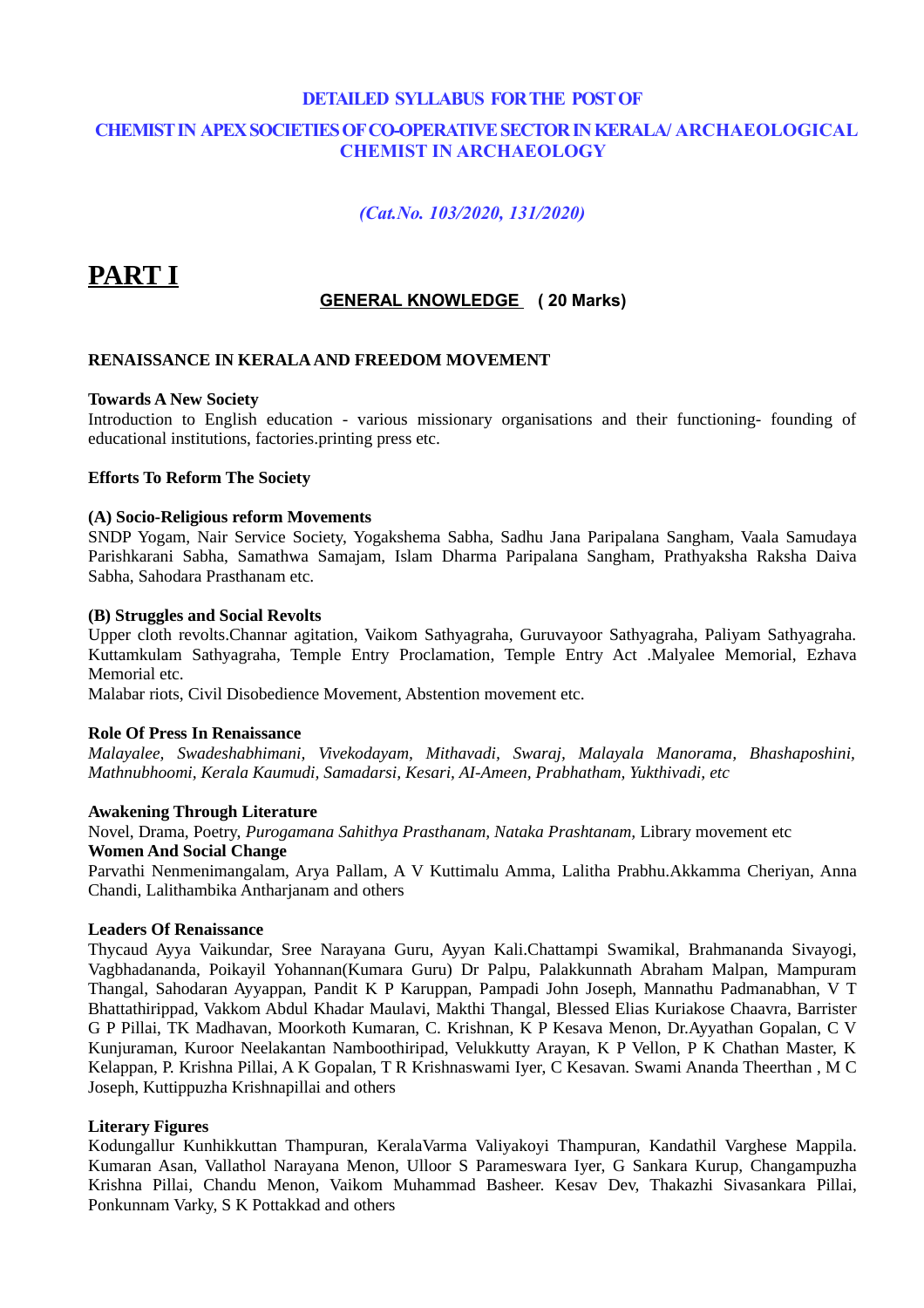**DETAILED SYLLABUS FOR THE POST OF**

**CHEMIST IN APEX SOCIETIES OF CO-OPERATIVE SECTOR IN KERALA/ ARCHAEOLOGICAL CHEMIST IN ARCHAEOLOGY**

*(Cat.No. 103/2020, 131/2020)*

# PART I

## GENERAL KNOWLEDGE ( 20 Marks)

### RENAISSANCE IN KERALA AND FREEDOM MOVEMENT

**Towards A New Society**

Introduction to English education - various missionary organisations and their functioning- founding of educational institutions, factories.printing press etc.

**Efforts To Reform The Society**

**(A) Socio-Religious reform Movements**

SNDP Yogam, Nair Service Society, Yogakshema Sabha, Sadhu Jana Paripalana Sangham, Vaala Samudaya Parishkarani Sabha, Samathwa Samajam, Islam Dharma Paripalana Sangham, Prathyaksha Raksha Daiva Sabha, Sahodara Prasthanam etc.

**(B) Struggles and Social Revolts**

Upper cloth revolts.Channar agitation, Vaikom Sathyagraha, Guruvayoor Sathyagraha, Paliyam Sathyagraha. Kuttamkulam Sathyagraha, Temple Entry Proclamation, Temple Entry Act .Malyalee Memorial, Ezhava Memorial etc.

Malabar riots, Civil Disobedience Movement, Abstention movement etc.

**Role Of Press In Renaissance**

*Malayalee, Swadeshabhimani, Vivekodayam, Mithavadi, Swaraj, Malayala Manorama, Bhashaposhini, Mathnubhoomi, Kerala Kaumudi, Samadarsi, Kesari, AI-Ameen, Prabhatham, Yukthivadi, etc*

**Awakening Through Literature**

Novel, Drama, Poetry, *Purogamana Sahithya Prasthanam, Nataka Prashtanam,* Library movement etc

**Women And Social Change**

Parvathi Nenmenimangalam, Arya Pallam, A V Kuttimalu Amma, Lalitha Prabhu.Akkamma Cheriyan, Anna Chandi, Lalithambika Antharjanam and others

**Leaders Of Renaissance**

Thycaud Ayya Vaikundar, Sree Narayana Guru, Ayyan Kali.Chattampi Swamikal, Brahmananda Sivayogi, Vagbhadananda, Poikayil Yohannan(Kumara Guru) Dr Palpu, Palakkunnath Abraham Malpan, Mampuram Thangal, Sahodaran Ayyappan, Pandit K P Karuppan, Pampadi John Joseph, Mannathu Padmanabhan, V T Bhattathirippad, Vakkom Abdul Khadar Maulavi, Makthi Thangal, Blessed Elias Kuriakose Chaavra, Barrister G P Pillai, TK Madhavan, Moorkoth Kumaran, C. Krishnan, K P Kesava Menon, Dr.Ayyathan Gopalan, C V Kunjuraman, Kuroor Neelakantan Namboothiripad, Velukkutty Arayan, K P Vellon, P K Chathan Master, K Kelappan, P. Krishna Pillai, A K Gopalan, T R Krishnaswami Iyer, C Kesavan. Swami Ananda Theerthan , M C Joseph, Kuttippuzha Krishnapillai and others

**Literary Figures**

Kodungallur Kunhikkuttan Thampuran, KeralaVarma Valiyakoyi Thampuran, Kandathil Varghese Mappila. Kumaran Asan, Vallathol Narayana Menon, Ulloor S Parameswara Iyer, G Sankara Kurup, Changampuzha Krishna Pillai, Chandu Menon, Vaikom Muhammad Basheer. Kesav Dev, Thakazhi Sivasankara Pillai, Ponkunnam Varky, S K Pottakkad and others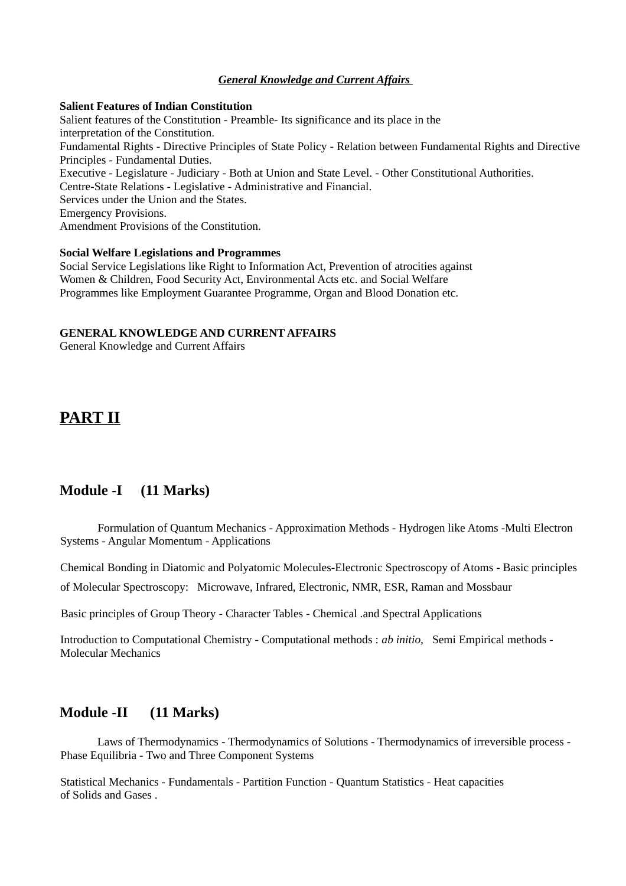***General Knowledge and Current Affairs***

**Salient Features of Indian Constitution**

Salient features of the Constitution - Preamble- Its significance and its place in the interpretation of the Constitution.
Fundamental Rights - Directive Principles of State Policy - Relation between Fundamental Rights and Directive Principles - Fundamental Duties.
Executive - Legislature - Judiciary - Both at Union and State Level. - Other Constitutional Authorities.
Centre-State Relations - Legislative - Administrative and Financial.
Services under the Union and the States.
Emergency Provisions.
Amendment Provisions of the Constitution.

**Social Welfare Legislations and Programmes**

Social Service Legislations like Right to Information Act, Prevention of atrocities against Women & Children, Food Security Act, Environmental Acts etc. and Social Welfare Programmes like Employment Guarantee Programme, Organ and Blood Donation etc.

**GENERAL KNOWLEDGE AND CURRENT AFFAIRS**

General Knowledge and Current Affairs

# PART II

## Module -I (11 Marks)

Formulation of Quantum Mechanics - Approximation Methods - Hydrogen like Atoms -Multi Electron Systems - Angular Momentum - Applications

Chemical Bonding in Diatomic and Polyatomic Molecules-Electronic Spectroscopy of Atoms - Basic principles of Molecular Spectroscopy: Microwave, Infrared, Electronic, NMR, ESR, Raman and Mossbaur

Basic principles of Group Theory - Character Tables - Chemical .and Spectral Applications

Introduction to Computational Chemistry - Computational methods : *ab initio,* Semi Empirical methods - Molecular Mechanics

## Module -II (11 Marks)

Laws of Thermodynamics - Thermodynamics of Solutions - Thermodynamics of irreversible process - Phase Equilibria - Two and Three Component Systems

Statistical Mechanics - Fundamentals - Partition Function - Quantum Statistics - Heat capacities of Solids and Gases .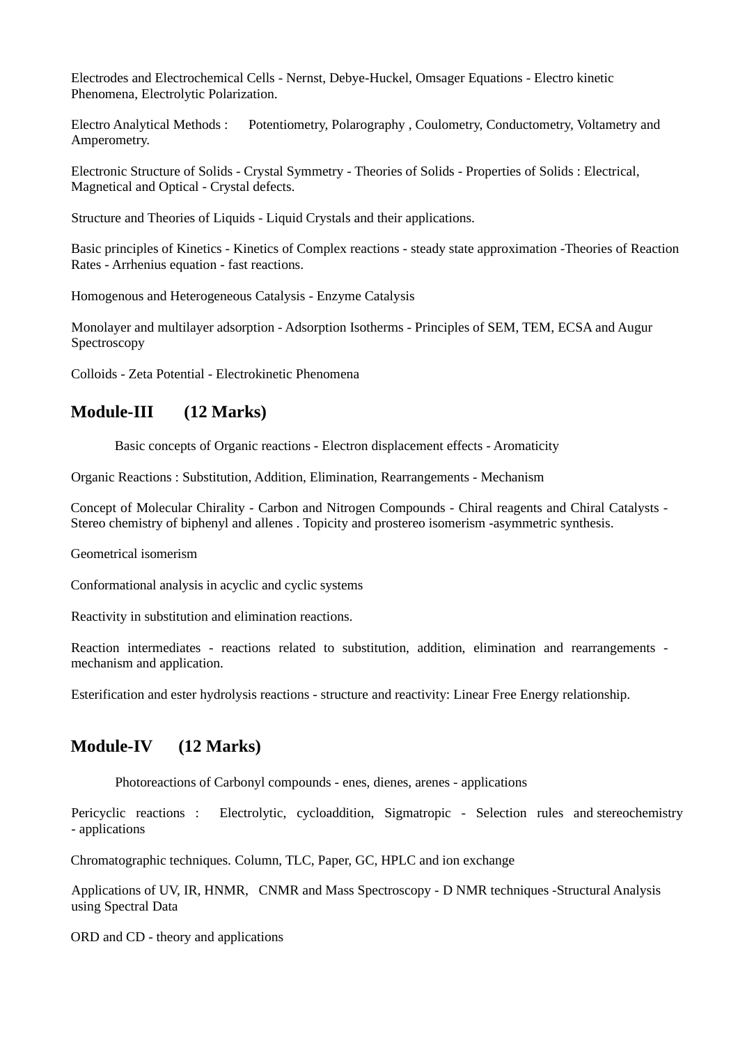Electrodes and Electrochemical Cells - Nernst, Debye-Huckel, Omsager Equations - Electro kinetic Phenomena, Electrolytic Polarization.

Electro Analytical Methods : Potentiometry, Polarography , Coulometry, Conductometry, Voltametry and Amperometry.

Electronic Structure of Solids - Crystal Symmetry - Theories of Solids - Properties of Solids : Electrical, Magnetical and Optical - Crystal defects.

Structure and Theories of Liquids - Liquid Crystals and their applications.

Basic principles of Kinetics - Kinetics of Complex reactions - steady state approximation -Theories of Reaction Rates - Arrhenius equation - fast reactions.

Homogenous and Heterogeneous Catalysis - Enzyme Catalysis

Monolayer and multilayer adsorption - Adsorption Isotherms - Principles of SEM, TEM, ECSA and Augur Spectroscopy

Colloids - Zeta Potential - Electrokinetic Phenomena

## Module-III (12 Marks)

Basic concepts of Organic reactions - Electron displacement effects - Aromaticity

Organic Reactions : Substitution, Addition, Elimination, Rearrangements - Mechanism

Concept of Molecular Chirality - Carbon and Nitrogen Compounds - Chiral reagents and Chiral Catalysts - Stereo chemistry of biphenyl and allenes . Topicity and prostereo isomerism -asymmetric synthesis.

Geometrical isomerism

Conformational analysis in acyclic and cyclic systems

Reactivity in substitution and elimination reactions.

Reaction intermediates - reactions related to substitution, addition, elimination and rearrangements - mechanism and application.

Esterification and ester hydrolysis reactions - structure and reactivity: Linear Free Energy relationship.

## Module-IV (12 Marks)

Photoreactions of Carbonyl compounds - enes, dienes, arenes - applications

Pericyclic reactions : Electrolytic, cycloaddition, Sigmatropic - Selection rules and stereochemistry - applications

Chromatographic techniques. Column, TLC, Paper, GC, HPLC and ion exchange

Applications of UV, IR, HNMR, CNMR and Mass Spectroscopy - D NMR techniques -Structural Analysis using Spectral Data

ORD and CD - theory and applications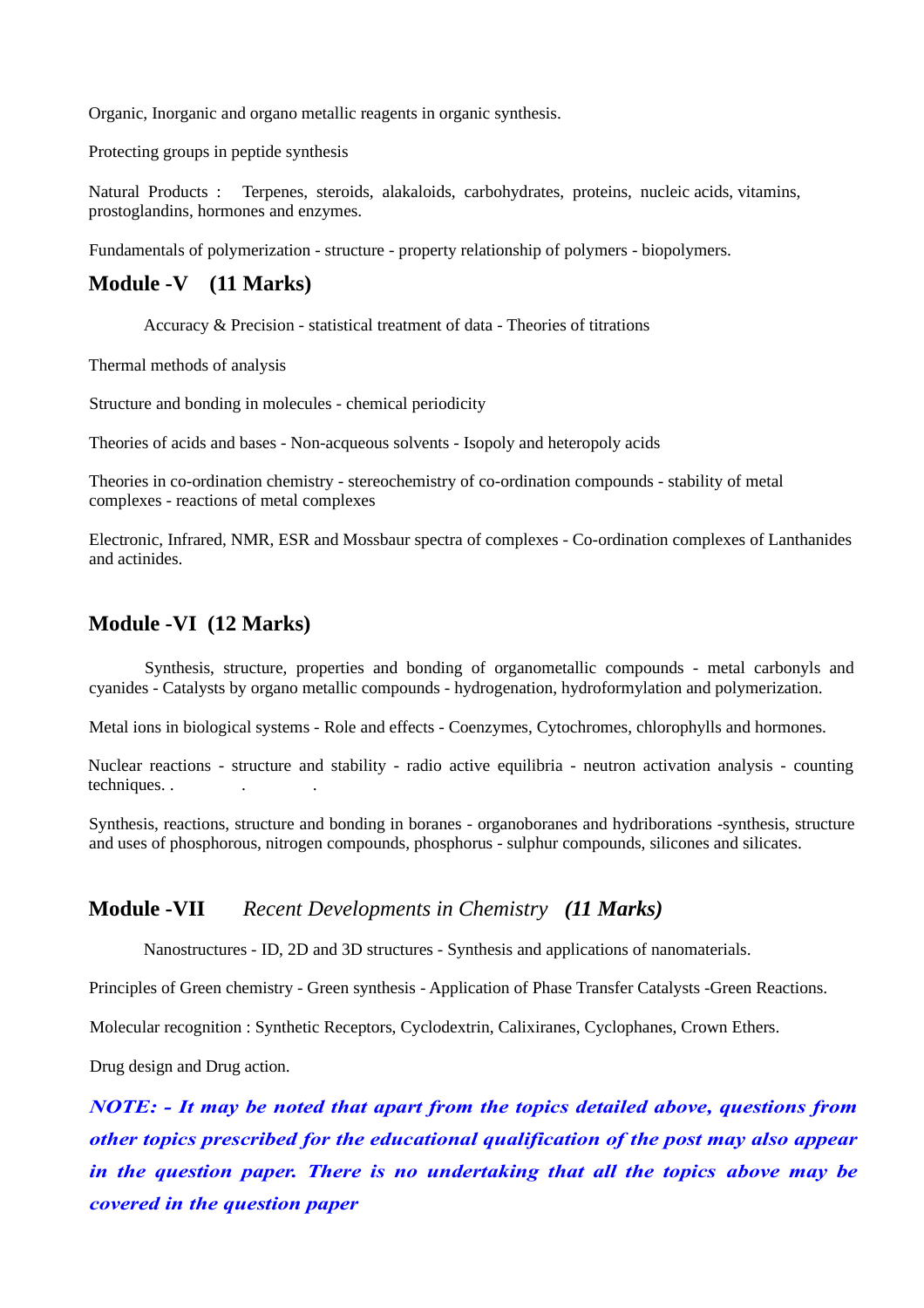Organic, Inorganic and organo metallic reagents in organic synthesis.

Protecting groups in peptide synthesis

Natural Products : Terpenes, steroids, alakaloids, carbohydrates, proteins, nucleic acids, vitamins, prostoglandins, hormones and enzymes.

Fundamentals of polymerization - structure - property relationship of polymers - biopolymers.

## Module -V (11 Marks)

Accuracy & Precision - statistical treatment of data - Theories of titrations

Thermal methods of analysis

Structure and bonding in molecules - chemical periodicity

Theories of acids and bases - Non-acqueous solvents - Isopoly and heteropoly acids

Theories in co-ordination chemistry - stereochemistry of co-ordination compounds - stability of metal complexes - reactions of metal complexes

Electronic, Infrared, NMR, ESR and Mossbaur spectra of complexes - Co-ordination complexes of Lanthanides and actinides.

## Module -VI (12 Marks)

Synthesis, structure, properties and bonding of organometallic compounds - metal carbonyls and cyanides - Catalysts by organo metallic compounds - hydrogenation, hydroformylation and polymerization.

Metal ions in biological systems - Role and effects - Coenzymes, Cytochromes, chlorophylls and hormones.

Nuclear reactions - structure and stability - radio active equilibria - neutron activation analysis - counting techniques. . . .

Synthesis, reactions, structure and bonding in boranes - organoboranes and hydriborations -synthesis, structure and uses of phosphorous, nitrogen compounds, phosphorus - sulphur compounds, silicones and silicates.

## Module -VII *Recent Developments in Chemistry* ***(11 Marks)***

Nanostructures - ID, 2D and 3D structures - Synthesis and applications of nanomaterials.

Principles of Green chemistry - Green synthesis - Application of Phase Transfer Catalysts -Green Reactions.

Molecular recognition : Synthetic Receptors, Cyclodextrin, Calixiranes, Cyclophanes, Crown Ethers.

Drug design and Drug action.

***NOTE: - It may be noted that apart from the topics detailed above, questions from other topics prescribed for the educational qualification of the post may also appear in the question paper. There is no undertaking that all the topics above may be covered in the question paper***